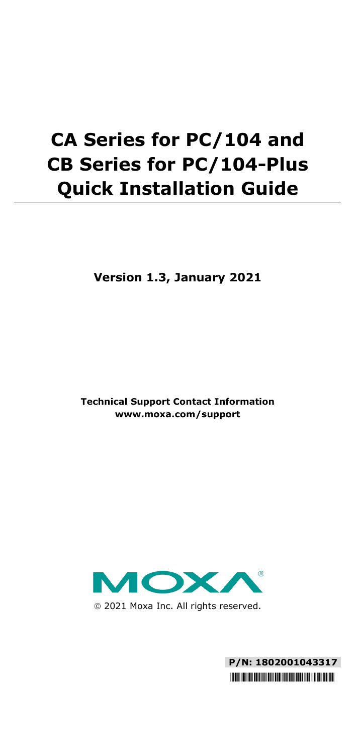# CA Series for PC/104 and CB Series for PC/104-Plus Quick Installation Guide

**Version 1.3, January 2021**

**Technical Support Contact Information**
**www.moxa.com/support**

© 2021 Moxa Inc. All rights reserved.

**P/N: 1802001043317**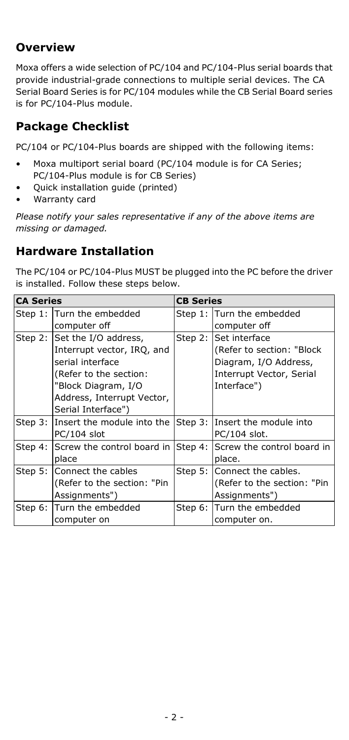## Overview

Moxa offers a wide selection of PC/104 and PC/104-Plus serial boards that provide industrial-grade connections to multiple serial devices. The CA Serial Board Series is for PC/104 modules while the CB Serial Board series is for PC/104-Plus module.

## Package Checklist

PC/104 or PC/104-Plus boards are shipped with the following items:

- Moxa multiport serial board (PC/104 module is for CA Series; PC/104-Plus module is for CB Series)
- Quick installation guide (printed)
- Warranty card

*Please notify your sales representative if any of the above items are missing or damaged.*

## Hardware Installation

The PC/104 or PC/104-Plus MUST be plugged into the PC before the driver is installed. Follow these steps below.

| **CA Series** | | **CB Series** | |
|---|---|---|---|
| Step 1: | Turn the embedded computer off | Step 1: | Turn the embedded computer off |
| Step 2: | Set the I/O address, Interrupt vector, IRQ, and serial interface (Refer to the section: "Block Diagram, I/O Address, Interrupt Vector, Serial Interface") | Step 2: | Set interface (Refer to section: "Block Diagram, I/O Address, Interrupt Vector, Serial Interface") |
| Step 3: | Insert the module into the PC/104 slot | Step 3: | Insert the module into PC/104 slot. |
| Step 4: | Screw the control board in place | Step 4: | Screw the control board in place. |
| Step 5: | Connect the cables (Refer to the section: "Pin Assignments") | Step 5: | Connect the cables. (Refer to the section: "Pin Assignments") |
| Step 6: | Turn the embedded computer on | Step 6: | Turn the embedded computer on. |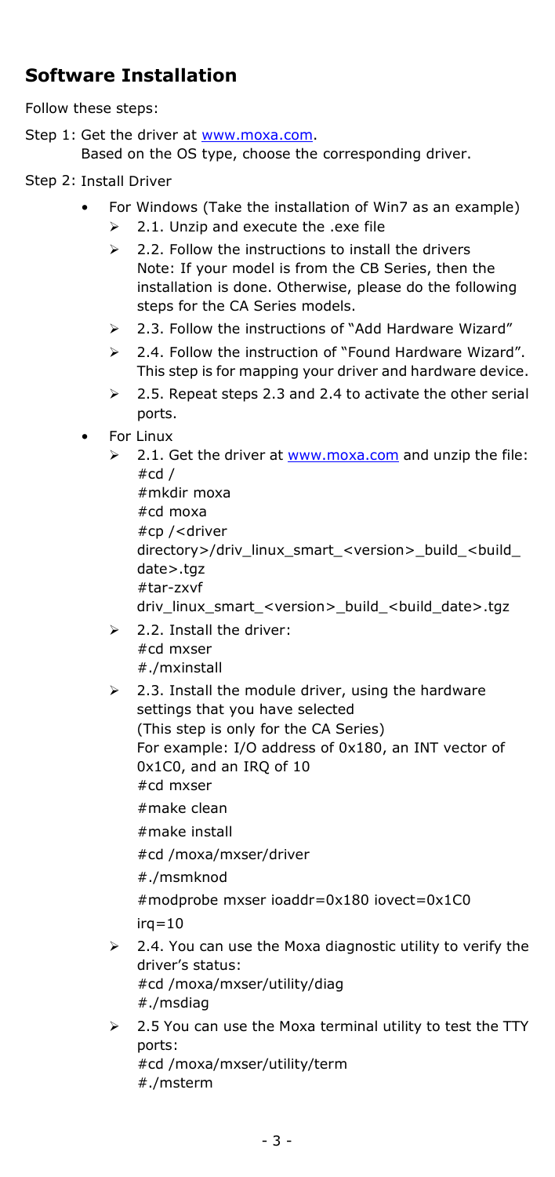## Software Installation

Follow these steps:

Step 1: Get the driver at www.moxa.com.
Based on the OS type, choose the corresponding driver.

Step 2: Install Driver

- For Windows (Take the installation of Win7 as an example)
  - 2.1. Unzip and execute the .exe file
  - 2.2. Follow the instructions to install the drivers
    Note: If your model is from the CB Series, then the installation is done. Otherwise, please do the following steps for the CA Series models.
  - 2.3. Follow the instructions of "Add Hardware Wizard"
  - 2.4. Follow the instruction of "Found Hardware Wizard". This step is for mapping your driver and hardware device.
  - 2.5. Repeat steps 2.3 and 2.4 to activate the other serial ports.
- For Linux
  - 2.1. Get the driver at www.moxa.com and unzip the file:
    ```
    #cd /
    #mkdir moxa
    #cd moxa
    #cp /<driver directory>/driv_linux_smart_<version>_build_<build_date>.tgz
    #tar-zxvf driv_linux_smart_<version>_build_<build_date>.tgz
    ```
  - 2.2. Install the driver:
    ```
    #cd mxser
    #./mxinstall
    ```
  - 2.3. Install the module driver, using the hardware settings that you have selected
    (This step is only for the CA Series)
    For example: I/O address of 0x180, an INT vector of 0x1C0, and an IRQ of 10
    ```
    #cd mxser
    #make clean
    #make install
    #cd /moxa/mxser/driver
    #./msmknod
    #modprobe mxser ioaddr=0x180 iovect=0x1C0 irq=10
    ```
  - 2.4. You can use the Moxa diagnostic utility to verify the driver's status:
    ```
    #cd /moxa/mxser/utility/diag
    #./msdiag
    ```
  - 2.5 You can use the Moxa terminal utility to test the TTY ports:
    ```
    #cd /moxa/mxser/utility/term
    #./msterm
    ```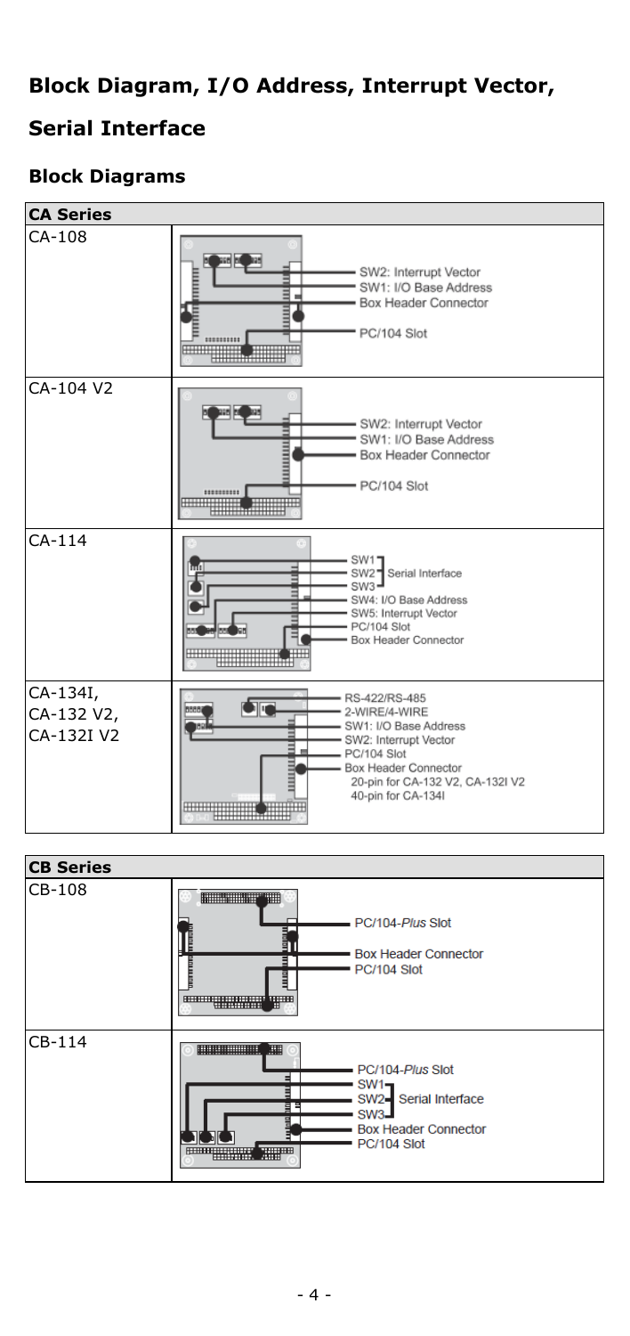# Block Diagram, I/O Address, Interrupt Vector, Serial Interface

## Block Diagrams

| CA Series | |
|---|---|
| CA-108 | SW2: Interrupt Vector<br>SW1: I/O Base Address<br>Box Header Connector<br>PC/104 Slot |
| CA-104 V2 | SW2: Interrupt Vector<br>SW1: I/O Base Address<br>Box Header Connector<br>PC/104 Slot |
| CA-114 | SW1, SW2, SW3: Serial Interface<br>SW4: I/O Base Address<br>SW5: Interrupt Vector<br>PC/104 Slot<br>Box Header Connector |
| CA-134I,<br>CA-132 V2,<br>CA-132I V2 | RS-422/RS-485<br>2-WIRE/4-WIRE<br>SW1: I/O Base Address<br>SW2: Interrupt Vector<br>PC/104 Slot<br>Box Header Connector<br>20-pin for CA-132 V2, CA-132I V2<br>40-pin for CA-134I |

| CB Series | |
|---|---|
| CB-108 | PC/104-*Plus* Slot<br>Box Header Connector<br>PC/104 Slot |
| CB-114 | PC/104-*Plus* Slot<br>SW1, SW2, SW3: Serial Interface<br>Box Header Connector<br>PC/104 Slot |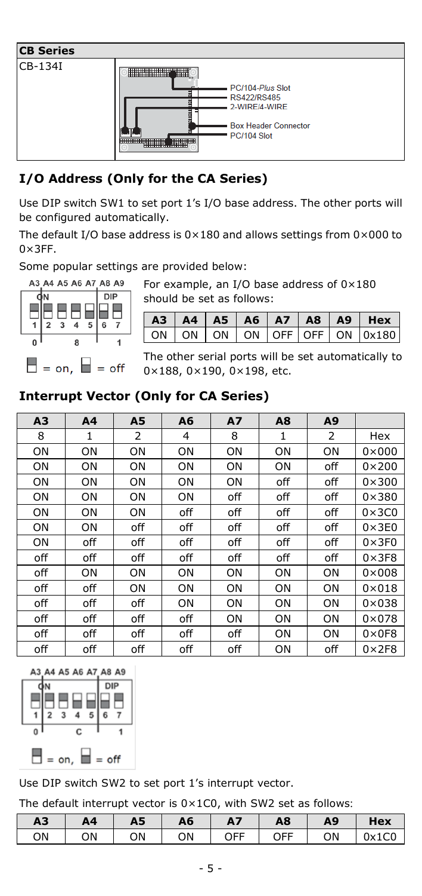| **CB Series** | |
| --- | --- |
| CB-134I | PC/104-*Plus* Slot<br>RS422/RS485<br>2-WIRE/4-WIRE<br>Box Header Connector<br>PC/104 Slot |

## I/O Address (Only for the CA Series)

Use DIP switch SW1 to set port 1's I/O base address. The other ports will be configured automatically.

The default I/O base address is 0×180 and allows settings from 0×000 to 0×3FF.

Some popular settings are provided below:

A3 A4 A5 A6 A7 A8 A9
ON DIP
1 2 3 4 5 6 7
0 8 1
= on, = off

For example, an I/O base address of 0×180 should be set as follows:

| A3 | A4 | A5 | A6 | A7 | A8 | A9 | Hex |
| --- | --- | --- | --- | --- | --- | --- | --- |
| ON | ON | ON | ON | OFF | OFF | ON | 0x180 |

The other serial ports will be set automatically to 0×188, 0×190, 0×198, etc.

## Interrupt Vector (Only for CA Series)

| A3 | A4 | A5 | A6 | A7 | A8 | A9 | |
| --- | --- | --- | --- | --- | --- | --- | --- |
| 8 | 1 | 2 | 4 | 8 | 1 | 2 | Hex |
| ON | ON | ON | ON | ON | ON | ON | 0×000 |
| ON | ON | ON | ON | ON | ON | off | 0×200 |
| ON | ON | ON | ON | ON | off | off | 0×300 |
| ON | ON | ON | ON | off | off | off | 0×380 |
| ON | ON | ON | off | off | off | off | 0×3C0 |
| ON | ON | off | off | off | off | off | 0×3E0 |
| ON | off | off | off | off | off | off | 0×3F0 |
| off | off | off | off | off | off | off | 0×3F8 |
| off | ON | ON | ON | ON | ON | ON | 0×008 |
| off | off | ON | ON | ON | ON | ON | 0×018 |
| off | off | off | ON | ON | ON | ON | 0×038 |
| off | off | off | off | ON | ON | ON | 0×078 |
| off | off | off | off | off | ON | ON | 0×0F8 |
| off | off | off | off | off | ON | off | 0×2F8 |

A3 A4 A5 A6 A7 A8 A9
ON DIP
1 2 3 4 5 6 7
0 C 1
= on, = off

Use DIP switch SW2 to set port 1's interrupt vector.

The default interrupt vector is 0×1C0, with SW2 set as follows:

| A3 | A4 | A5 | A6 | A7 | A8 | A9 | Hex |
| --- | --- | --- | --- | --- | --- | --- | --- |
| ON | ON | ON | ON | OFF | OFF | ON | 0x1C0 |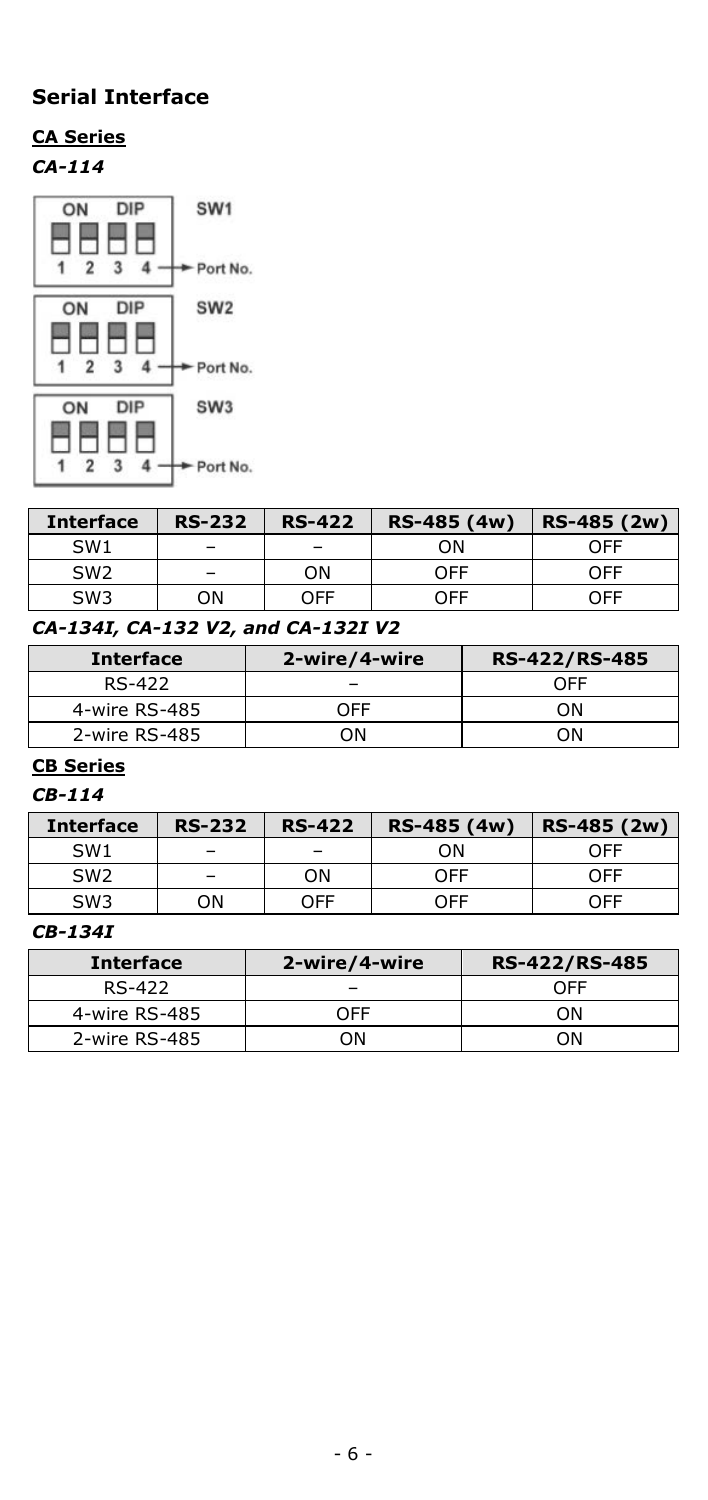## Serial Interface

### CA Series

#### *CA-114*

ON DIP SW1
1 2 3 4 → Port No.

ON DIP SW2
1 2 3 4 → Port No.

ON DIP SW3
1 2 3 4 → Port No.

| Interface | RS-232 | RS-422 | RS-485 (4w) | RS-485 (2w) |
|---|---|---|---|---|
| SW1 | – | – | ON | OFF |
| SW2 | – | ON | OFF | OFF |
| SW3 | ON | OFF | OFF | OFF |

#### *CA-134I, CA-132 V2, and CA-132I V2*

| Interface | 2-wire/4-wire | RS-422/RS-485 |
|---|---|---|
| RS-422 | – | OFF |
| 4-wire RS-485 | OFF | ON |
| 2-wire RS-485 | ON | ON |

### CB Series

#### *CB-114*

| Interface | RS-232 | RS-422 | RS-485 (4w) | RS-485 (2w) |
|---|---|---|---|---|
| SW1 | – | – | ON | OFF |
| SW2 | – | ON | OFF | OFF |
| SW3 | ON | OFF | OFF | OFF |

#### *CB-134I*

| Interface | 2-wire/4-wire | RS-422/RS-485 |
|---|---|---|
| RS-422 | – | OFF |
| 4-wire RS-485 | OFF | ON |
| 2-wire RS-485 | ON | ON |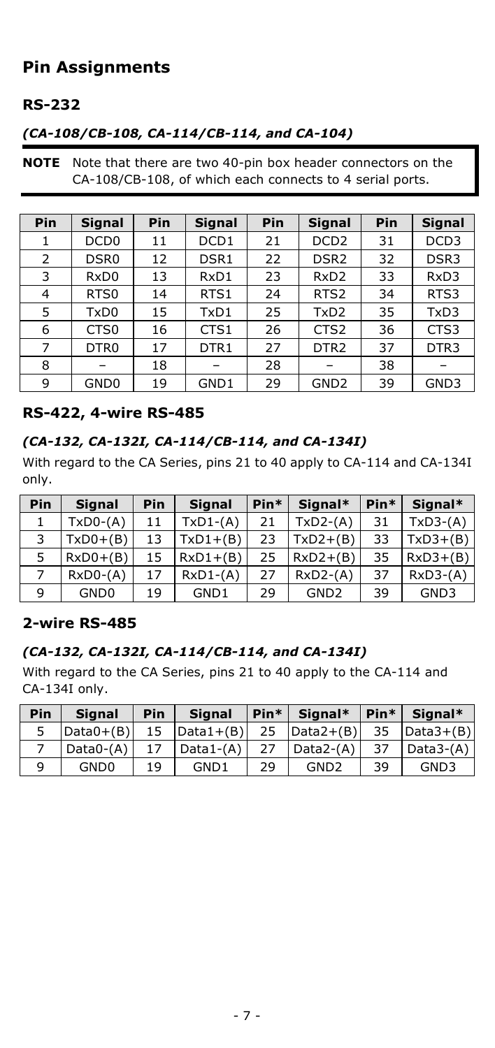## Pin Assignments

### RS-232

#### *(CA-108/CB-108, CA-114/CB-114, and CA-104)*

> **NOTE** Note that there are two 40-pin box header connectors on the CA-108/CB-108, of which each connects to 4 serial ports.

| Pin | Signal | Pin | Signal | Pin | Signal | Pin | Signal |
|---|---|---|---|---|---|---|---|
| 1 | DCD0 | 11 | DCD1 | 21 | DCD2 | 31 | DCD3 |
| 2 | DSR0 | 12 | DSR1 | 22 | DSR2 | 32 | DSR3 |
| 3 | RxD0 | 13 | RxD1 | 23 | RxD2 | 33 | RxD3 |
| 4 | RTS0 | 14 | RTS1 | 24 | RTS2 | 34 | RTS3 |
| 5 | TxD0 | 15 | TxD1 | 25 | TxD2 | 35 | TxD3 |
| 6 | CTS0 | 16 | CTS1 | 26 | CTS2 | 36 | CTS3 |
| 7 | DTR0 | 17 | DTR1 | 27 | DTR2 | 37 | DTR3 |
| 8 | – | 18 | – | 28 | – | 38 | – |
| 9 | GND0 | 19 | GND1 | 29 | GND2 | 39 | GND3 |

### RS-422, 4-wire RS-485

#### *(CA-132, CA-132I, CA-114/CB-114, and CA-134I)*

With regard to the CA Series, pins 21 to 40 apply to CA-114 and CA-134I only.

| Pin | Signal | Pin | Signal | Pin* | Signal* | Pin* | Signal* |
|---|---|---|---|---|---|---|---|
| 1 | TxD0-(A) | 11 | TxD1-(A) | 21 | TxD2-(A) | 31 | TxD3-(A) |
| 3 | TxD0+(B) | 13 | TxD1+(B) | 23 | TxD2+(B) | 33 | TxD3+(B) |
| 5 | RxD0+(B) | 15 | RxD1+(B) | 25 | RxD2+(B) | 35 | RxD3+(B) |
| 7 | RxD0-(A) | 17 | RxD1-(A) | 27 | RxD2-(A) | 37 | RxD3-(A) |
| 9 | GND0 | 19 | GND1 | 29 | GND2 | 39 | GND3 |

### 2-wire RS-485

#### *(CA-132, CA-132I, CA-114/CB-114, and CA-134I)*

With regard to the CA Series, pins 21 to 40 apply to the CA-114 and CA-134I only.

| Pin | Signal | Pin | Signal | Pin* | Signal* | Pin* | Signal* |
|---|---|---|---|---|---|---|---|
| 5 | Data0+(B) | 15 | Data1+(B) | 25 | Data2+(B) | 35 | Data3+(B) |
| 7 | Data0-(A) | 17 | Data1-(A) | 27 | Data2-(A) | 37 | Data3-(A) |
| 9 | GND0 | 19 | GND1 | 29 | GND2 | 39 | GND3 |